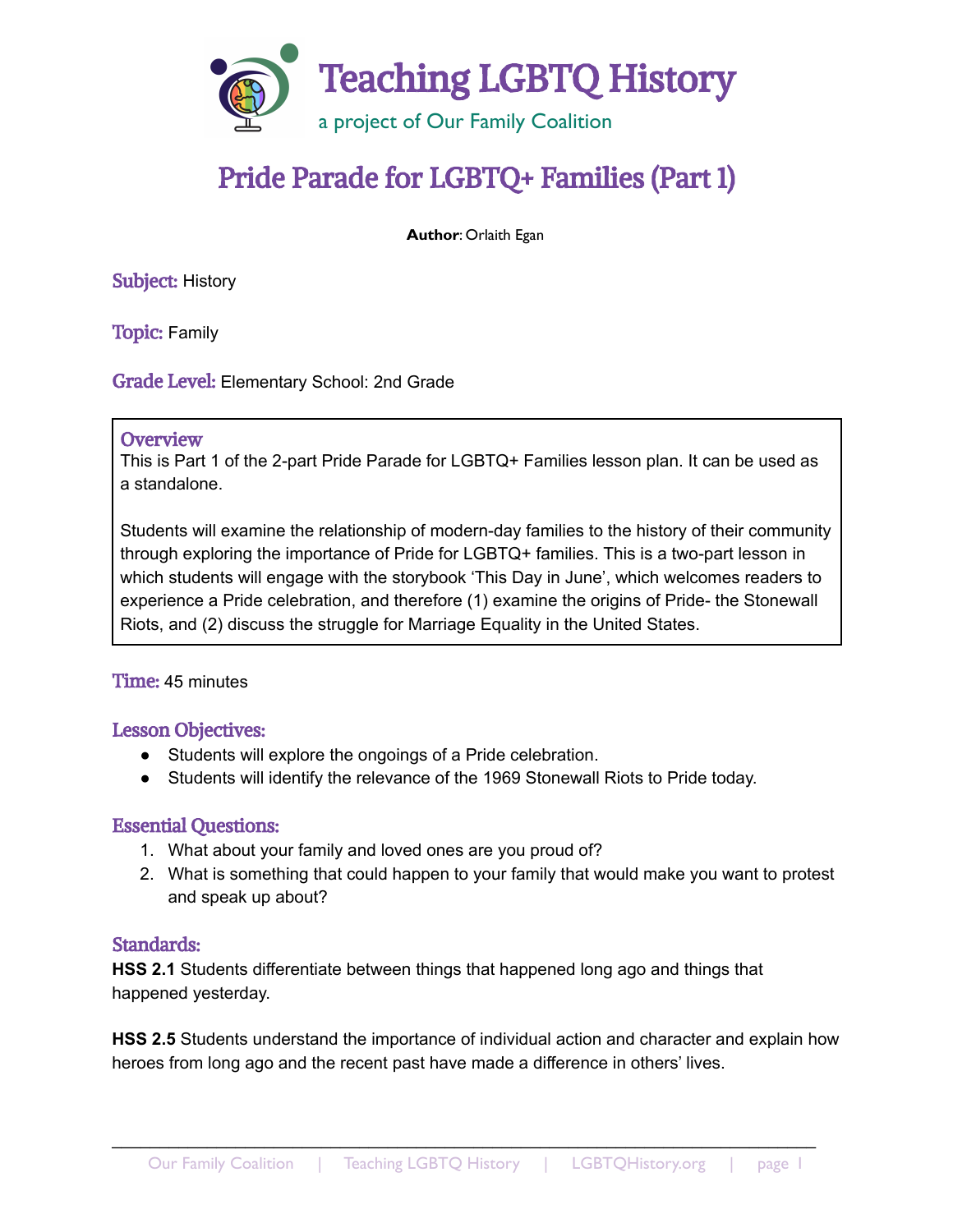# Teaching LGBTQ History

a project of Our Family Coalition

# Pride Parade for LGBTQ+ Families (Part 1)

**Author**: Orlaith Egan

**Subject:** History

**Topic:** Family

**Grade Level:** Elementary School: 2nd Grade

## Overview

This is Part 1 of the 2-part Pride Parade for LGBTQ+ Families lesson plan. It can be used as a standalone.

Students will examine the relationship of modern-day families to the history of their community through exploring the importance of Pride for LGBTQ+ families. This is a two-part lesson in which students will engage with the storybook 'This Day in June', which welcomes readers to experience a Pride celebration, and therefore (1) examine the origins of Pride- the Stonewall Riots, and (2) discuss the struggle for Marriage Equality in the United States.

**Time:** 45 minutes

## Lesson Objectives:

- Students will explore the ongoings of a Pride celebration.
- Students will identify the relevance of the 1969 Stonewall Riots to Pride today.

## Essential Questions:

1. What about your family and loved ones are you proud of?
2. What is something that could happen to your family that would make you want to protest and speak up about?

## Standards:

**HSS 2.1** Students differentiate between things that happened long ago and things that happened yesterday.

**HSS 2.5** Students understand the importance of individual action and character and explain how heroes from long ago and the recent past have made a difference in others' lives.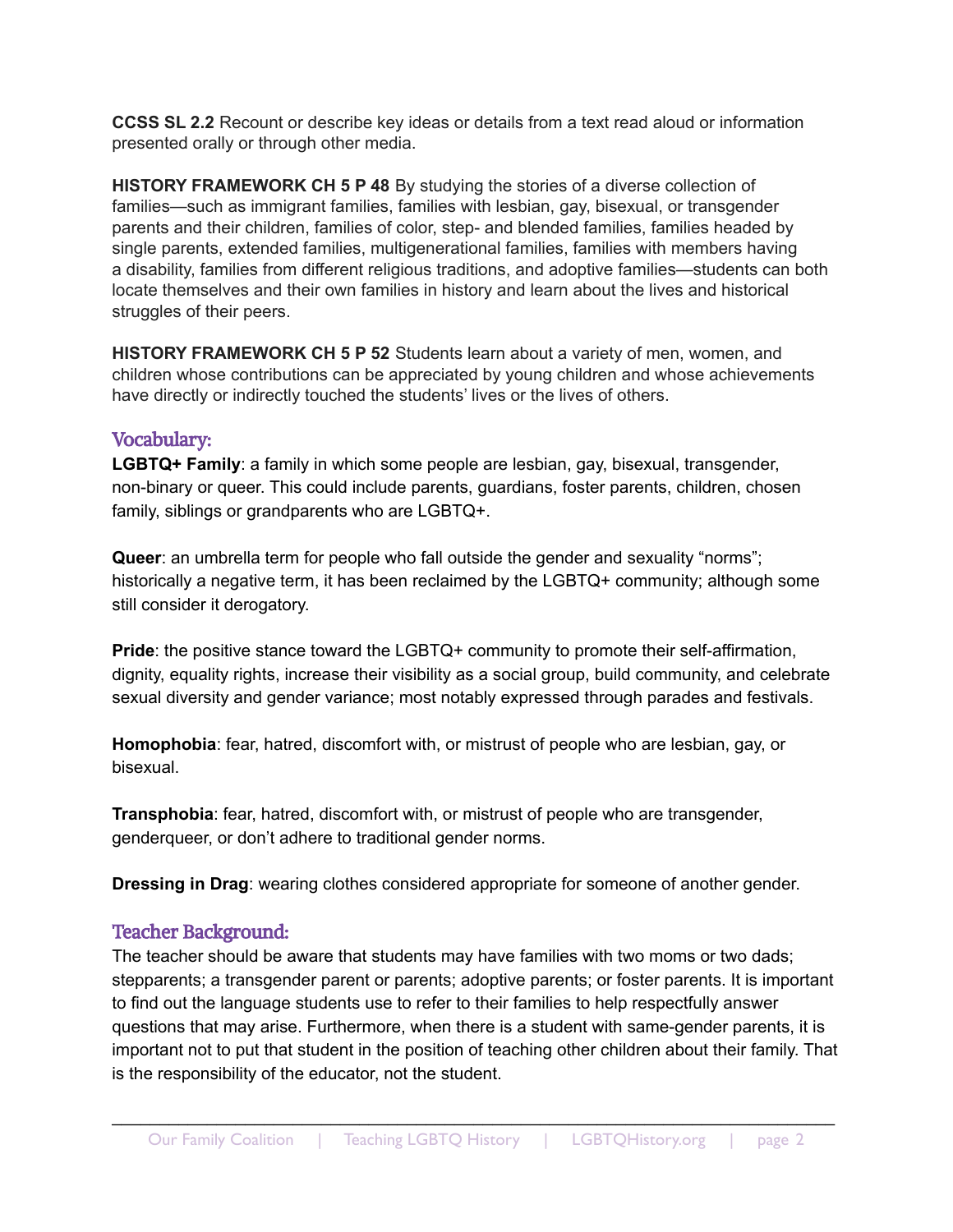**CCSS SL 2.2** Recount or describe key ideas or details from a text read aloud or information presented orally or through other media.

**HISTORY FRAMEWORK CH 5 P 48** By studying the stories of a diverse collection of families—such as immigrant families, families with lesbian, gay, bisexual, or transgender parents and their children, families of color, step- and blended families, families headed by single parents, extended families, multigenerational families, families with members having a disability, families from different religious traditions, and adoptive families—students can both locate themselves and their own families in history and learn about the lives and historical struggles of their peers.

**HISTORY FRAMEWORK CH 5 P 52** Students learn about a variety of men, women, and children whose contributions can be appreciated by young children and whose achievements have directly or indirectly touched the students' lives or the lives of others.

## Vocabulary:

**LGBTQ+ Family**: a family in which some people are lesbian, gay, bisexual, transgender, non-binary or queer. This could include parents, guardians, foster parents, children, chosen family, siblings or grandparents who are LGBTQ+.

**Queer**: an umbrella term for people who fall outside the gender and sexuality "norms"; historically a negative term, it has been reclaimed by the LGBTQ+ community; although some still consider it derogatory.

**Pride**: the positive stance toward the LGBTQ+ community to promote their self-affirmation, dignity, equality rights, increase their visibility as a social group, build community, and celebrate sexual diversity and gender variance; most notably expressed through parades and festivals.

**Homophobia**: fear, hatred, discomfort with, or mistrust of people who are lesbian, gay, or bisexual.

**Transphobia**: fear, hatred, discomfort with, or mistrust of people who are transgender, genderqueer, or don't adhere to traditional gender norms.

**Dressing in Drag**: wearing clothes considered appropriate for someone of another gender.

## Teacher Background:

The teacher should be aware that students may have families with two moms or two dads; stepparents; a transgender parent or parents; adoptive parents; or foster parents. It is important to find out the language students use to refer to their families to help respectfully answer questions that may arise. Furthermore, when there is a student with same-gender parents, it is important not to put that student in the position of teaching other children about their family. That is the responsibility of the educator, not the student.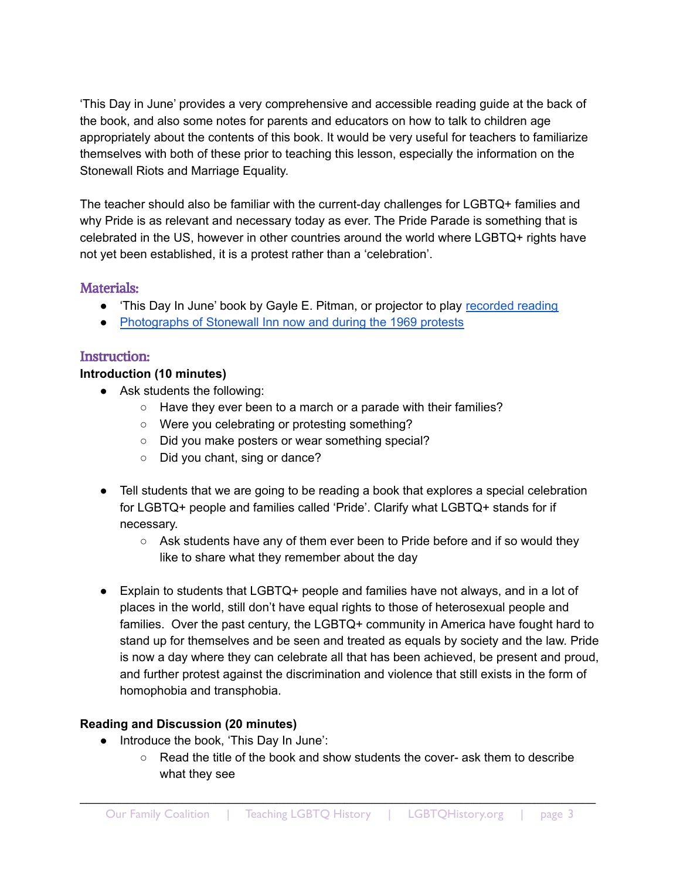'This Day in June' provides a very comprehensive and accessible reading guide at the back of the book, and also some notes for parents and educators on how to talk to children age appropriately about the contents of this book. It would be very useful for teachers to familiarize themselves with both of these prior to teaching this lesson, especially the information on the Stonewall Riots and Marriage Equality.

The teacher should also be familiar with the current-day challenges for LGBTQ+ families and why Pride is as relevant and necessary today as ever. The Pride Parade is something that is celebrated in the US, however in other countries around the world where LGBTQ+ rights have not yet been established, it is a protest rather than a 'celebration'.

## Materials:

- 'This Day In June' book by Gayle E. Pitman, or projector to play recorded reading
- Photographs of Stonewall Inn now and during the 1969 protests

## Instruction:

**Introduction (10 minutes)**

- Ask students the following:
  - Have they ever been to a march or a parade with their families?
  - Were you celebrating or protesting something?
  - Did you make posters or wear something special?
  - Did you chant, sing or dance?

- Tell students that we are going to be reading a book that explores a special celebration for LGBTQ+ people and families called 'Pride'. Clarify what LGBTQ+ stands for if necessary.
  - Ask students have any of them ever been to Pride before and if so would they like to share what they remember about the day

- Explain to students that LGBTQ+ people and families have not always, and in a lot of places in the world, still don't have equal rights to those of heterosexual people and families. Over the past century, the LGBTQ+ community in America have fought hard to stand up for themselves and be seen and treated as equals by society and the law. Pride is now a day where they can celebrate all that has been achieved, be present and proud, and further protest against the discrimination and violence that still exists in the form of homophobia and transphobia.

**Reading and Discussion (20 minutes)**

- Introduce the book, 'This Day In June':
  - Read the title of the book and show students the cover- ask them to describe what they see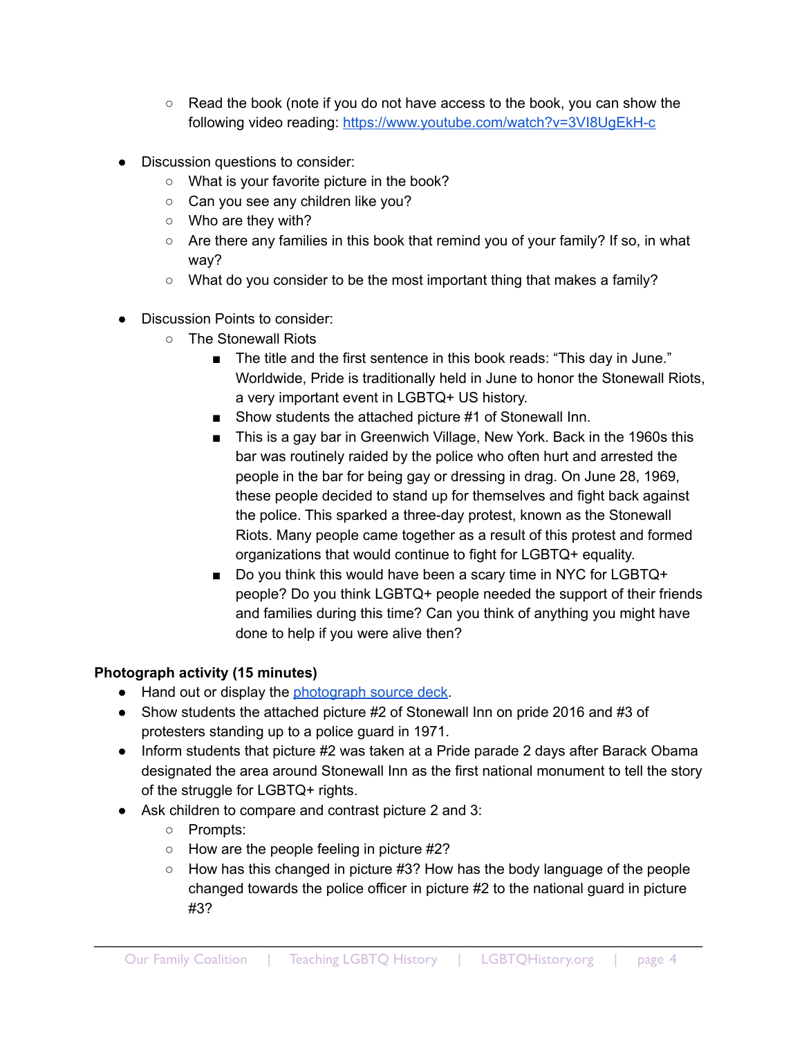- Read the book (note if you do not have access to the book, you can show the following video reading: [https://www.youtube.com/watch?v=3VI8UgEkH-c](https://www.youtube.com/watch?v=3VI8UgEkH-c)

- Discussion questions to consider:
  - What is your favorite picture in the book?
  - Can you see any children like you?
  - Who are they with?
  - Are there any families in this book that remind you of your family? If so, in what way?
  - What do you consider to be the most important thing that makes a family?

- Discussion Points to consider:
  - The Stonewall Riots
    - The title and the first sentence in this book reads: "This day in June." Worldwide, Pride is traditionally held in June to honor the Stonewall Riots, a very important event in LGBTQ+ US history.
    - Show students the attached picture #1 of Stonewall Inn.
    - This is a gay bar in Greenwich Village, New York. Back in the 1960s this bar was routinely raided by the police who often hurt and arrested the people in the bar for being gay or dressing in drag. On June 28, 1969, these people decided to stand up for themselves and fight back against the police. This sparked a three-day protest, known as the Stonewall Riots. Many people came together as a result of this protest and formed organizations that would continue to fight for LGBTQ+ equality.
    - Do you think this would have been a scary time in NYC for LGBTQ+ people? Do you think LGBTQ+ people needed the support of their friends and families during this time? Can you think of anything you might have done to help if you were alive then?

**Photograph activity (15 minutes)**

- Hand out or display the [photograph source deck](#).
- Show students the attached picture #2 of Stonewall Inn on pride 2016 and #3 of protesters standing up to a police guard in 1971.
- Inform students that picture #2 was taken at a Pride parade 2 days after Barack Obama designated the area around Stonewall Inn as the first national monument to tell the story of the struggle for LGBTQ+ rights.
- Ask children to compare and contrast picture 2 and 3:
  - Prompts:
  - How are the people feeling in picture #2?
  - How has this changed in picture #3? How has the body language of the people changed towards the police officer in picture #2 to the national guard in picture #3?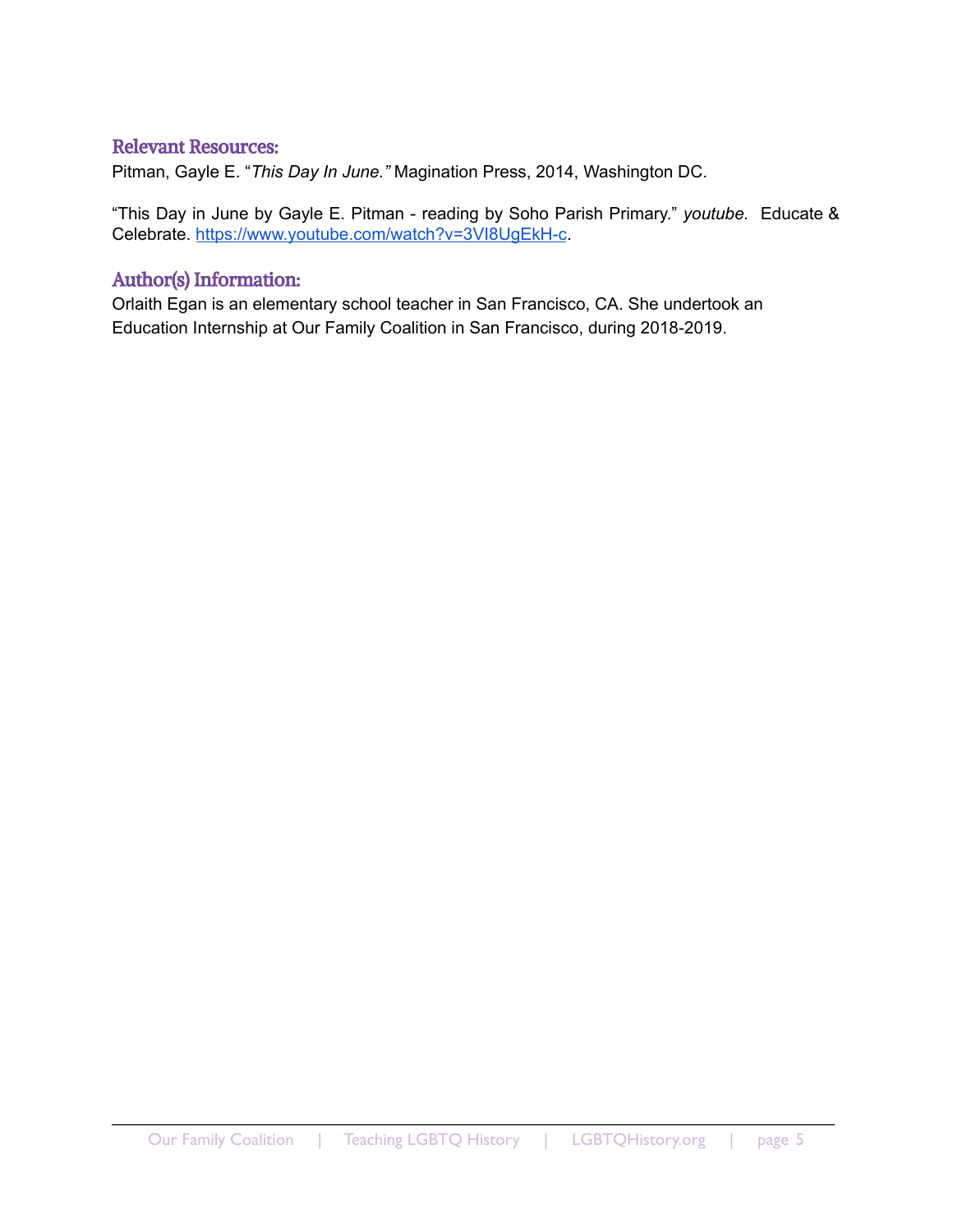### Relevant Resources:

Pitman, Gayle E. "*This Day In June.*" Magination Press, 2014, Washington DC.

"This Day in June by Gayle E. Pitman - reading by Soho Parish Primary." *youtube.* Educate & Celebrate. https://www.youtube.com/watch?v=3VI8UgEkH-c.

### Author(s) Information:

Orlaith Egan is an elementary school teacher in San Francisco, CA. She undertook an Education Internship at Our Family Coalition in San Francisco, during 2018-2019.